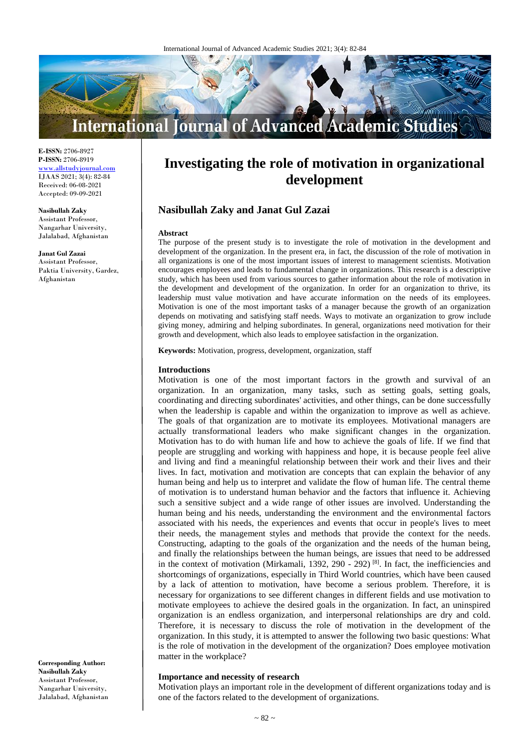**E-ISSN:** 2706-8927
**P-ISSN:** 2706-8919
www.allstudyjournal.com
IJAAS 2021; 3(4): 82-84
Received: 06-08-2021
Accepted: 09-09-2021

**Nasibullah Zaky**
Assistant Professor, Nangarhar University, Jalalabad, Afghanistan

**Janat Gul Zazai**
Assistant Professor, Paktia University, Gardez, Afghanistan

**Corresponding Author:**
**Nasibullah Zaky**
Assistant Professor, Nangarhar University, Jalalabad, Afghanistan

# Investigating the role of motivation in organizational development

## Nasibullah Zaky and Janat Gul Zazai

### Abstract

The purpose of the present study is to investigate the role of motivation in the development and development of the organization. In the present era, in fact, the discussion of the role of motivation in all organizations is one of the most important issues of interest to management scientists. Motivation encourages employees and leads to fundamental change in organizations. This research is a descriptive study, which has been used from various sources to gather information about the role of motivation in the development and development of the organization. In order for an organization to thrive, its leadership must value motivation and have accurate information on the needs of its employees. Motivation is one of the most important tasks of a manager because the growth of an organization depends on motivating and satisfying staff needs. Ways to motivate an organization to grow include giving money, admiring and helping subordinates. In general, organizations need motivation for their growth and development, which also leads to employee satisfaction in the organization.

**Keywords:** Motivation, progress, development, organization, staff

### Introductions

Motivation is one of the most important factors in the growth and survival of an organization. In an organization, many tasks, such as setting goals, setting goals, coordinating and directing subordinates' activities, and other things, can be done successfully when the leadership is capable and within the organization to improve as well as achieve. The goals of that organization are to motivate its employees. Motivational managers are actually transformational leaders who make significant changes in the organization. Motivation has to do with human life and how to achieve the goals of life. If we find that people are struggling and working with happiness and hope, it is because people feel alive and living and find a meaningful relationship between their work and their lives and their lives. In fact, motivation and motivation are concepts that can explain the behavior of any human being and help us to interpret and validate the flow of human life. The central theme of motivation is to understand human behavior and the factors that influence it. Achieving such a sensitive subject and a wide range of other issues are involved. Understanding the human being and his needs, understanding the environment and the environmental factors associated with his needs, the experiences and events that occur in people's lives to meet their needs, the management styles and methods that provide the context for the needs. Constructing, adapting to the goals of the organization and the needs of the human being, and finally the relationships between the human beings, are issues that need to be addressed in the context of motivation (Mirkamali, 1392, 290 - 292) [8]. In fact, the inefficiencies and shortcomings of organizations, especially in Third World countries, which have been caused by a lack of attention to motivation, have become a serious problem. Therefore, it is necessary for organizations to see different changes in different fields and use motivation to motivate employees to achieve the desired goals in the organization. In fact, an uninspired organization is an endless organization, and interpersonal relationships are dry and cold. Therefore, it is necessary to discuss the role of motivation in the development of the organization. In this study, it is attempted to answer the following two basic questions: What is the role of motivation in the development of the organization? Does employee motivation matter in the workplace?

### Importance and necessity of research

Motivation plays an important role in the development of different organizations today and is one of the factors related to the development of organizations.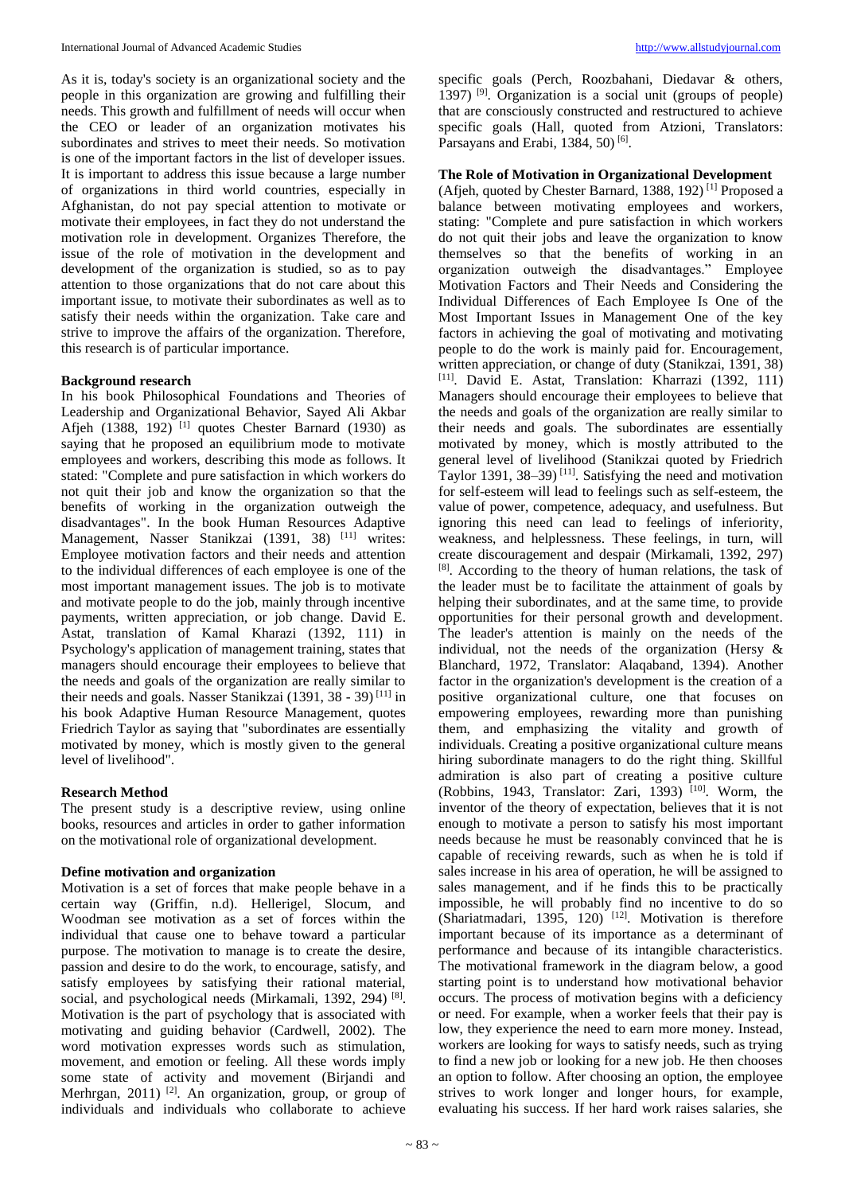As it is, today's society is an organizational society and the people in this organization are growing and fulfilling their needs. This growth and fulfillment of needs will occur when the CEO or leader of an organization motivates his subordinates and strives to meet their needs. So motivation is one of the important factors in the list of developer issues. It is important to address this issue because a large number of organizations in third world countries, especially in Afghanistan, do not pay special attention to motivate or motivate their employees, in fact they do not understand the motivation role in development. Organizes Therefore, the issue of the role of motivation in the development and development of the organization is studied, so as to pay attention to those organizations that do not care about this important issue, to motivate their subordinates as well as to satisfy their needs within the organization. Take care and strive to improve the affairs of the organization. Therefore, this research is of particular importance.

### Background research

In his book Philosophical Foundations and Theories of Leadership and Organizational Behavior, Sayed Ali Akbar Afjeh (1388, 192) [1] quotes Chester Barnard (1930) as saying that he proposed an equilibrium mode to motivate employees and workers, describing this mode as follows. It stated: "Complete and pure satisfaction in which workers do not quit their job and know the organization so that the benefits of working in the organization outweigh the disadvantages". In the book Human Resources Adaptive Management, Nasser Stanikzai (1391, 38) [11] writes: Employee motivation factors and their needs and attention to the individual differences of each employee is one of the most important management issues. The job is to motivate and motivate people to do the job, mainly through incentive payments, written appreciation, or job change. David E. Astat, translation of Kamal Kharazi (1392, 111) in Psychology's application of management training, states that managers should encourage their employees to believe that the needs and goals of the organization are really similar to their needs and goals. Nasser Stanikzai (1391, 38 - 39) [11] in his book Adaptive Human Resource Management, quotes Friedrich Taylor as saying that "subordinates are essentially motivated by money, which is mostly given to the general level of livelihood".

### Research Method

The present study is a descriptive review, using online books, resources and articles in order to gather information on the motivational role of organizational development.

### Define motivation and organization

Motivation is a set of forces that make people behave in a certain way (Griffin, n.d). Hellerigel, Slocum, and Woodman see motivation as a set of forces within the individual that cause one to behave toward a particular purpose. The motivation to manage is to create the desire, passion and desire to do the work, to encourage, satisfy, and satisfy employees by satisfying their rational material, social, and psychological needs (Mirkamali, 1392, 294) [8]. Motivation is the part of psychology that is associated with motivating and guiding behavior (Cardwell, 2002). The word motivation expresses words such as stimulation, movement, and emotion or feeling. All these words imply some state of activity and movement (Birjandi and Merhrgan, 2011) [2]. An organization, group, or group of individuals and individuals who collaborate to achieve specific goals (Perch, Roozbahani, Diedavar & others, 1397) [9]. Organization is a social unit (groups of people) that are consciously constructed and restructured to achieve specific goals (Hall, quoted from Atzioni, Translators: Parsayans and Erabi, 1384, 50) [6].

### The Role of Motivation in Organizational Development

(Afjeh, quoted by Chester Barnard, 1388, 192) [1] Proposed a balance between motivating employees and workers, stating: "Complete and pure satisfaction in which workers do not quit their jobs and leave the organization to know themselves so that the benefits of working in an organization outweigh the disadvantages." Employee Motivation Factors and Their Needs and Considering the Individual Differences of Each Employee Is One of the Most Important Issues in Management One of the key factors in achieving the goal of motivating and motivating people to do the work is mainly paid for. Encouragement, written appreciation, or change of duty (Stanikzai, 1391, 38) [11]. David E. Astat, Translation: Kharrazi (1392, 111) Managers should encourage their employees to believe that the needs and goals of the organization are really similar to their needs and goals. The subordinates are essentially motivated by money, which is mostly attributed to the general level of livelihood (Stanikzai quoted by Friedrich Taylor 1391, 38–39) [11]. Satisfying the need and motivation for self-esteem will lead to feelings such as self-esteem, the value of power, competence, adequacy, and usefulness. But ignoring this need can lead to feelings of inferiority, weakness, and helplessness. These feelings, in turn, will create discouragement and despair (Mirkamali, 1392, 297) [8]. According to the theory of human relations, the task of the leader must be to facilitate the attainment of goals by helping their subordinates, and at the same time, to provide opportunities for their personal growth and development. The leader's attention is mainly on the needs of the individual, not the needs of the organization (Hersy & Blanchard, 1972, Translator: Alaqaband, 1394). Another factor in the organization's development is the creation of a positive organizational culture, one that focuses on empowering employees, rewarding more than punishing them, and emphasizing the vitality and growth of individuals. Creating a positive organizational culture means hiring subordinate managers to do the right thing. Skillful admiration is also part of creating a positive culture (Robbins, 1943, Translator: Zari, 1393) [10]. Worm, the inventor of the theory of expectation, believes that it is not enough to motivate a person to satisfy his most important needs because he must be reasonably convinced that he is capable of receiving rewards, such as when he is told if sales increase in his area of operation, he will be assigned to sales management, and if he finds this to be practically impossible, he will probably find no incentive to do so (Shariatmadari, 1395, 120) [12]. Motivation is therefore important because of its importance as a determinant of performance and because of its intangible characteristics. The motivational framework in the diagram below, a good starting point is to understand how motivational behavior occurs. The process of motivation begins with a deficiency or need. For example, when a worker feels that their pay is low, they experience the need to earn more money. Instead, workers are looking for ways to satisfy needs, such as trying to find a new job or looking for a new job. He then chooses an option to follow. After choosing an option, the employee strives to work longer and longer hours, for example, evaluating his success. If her hard work raises salaries, she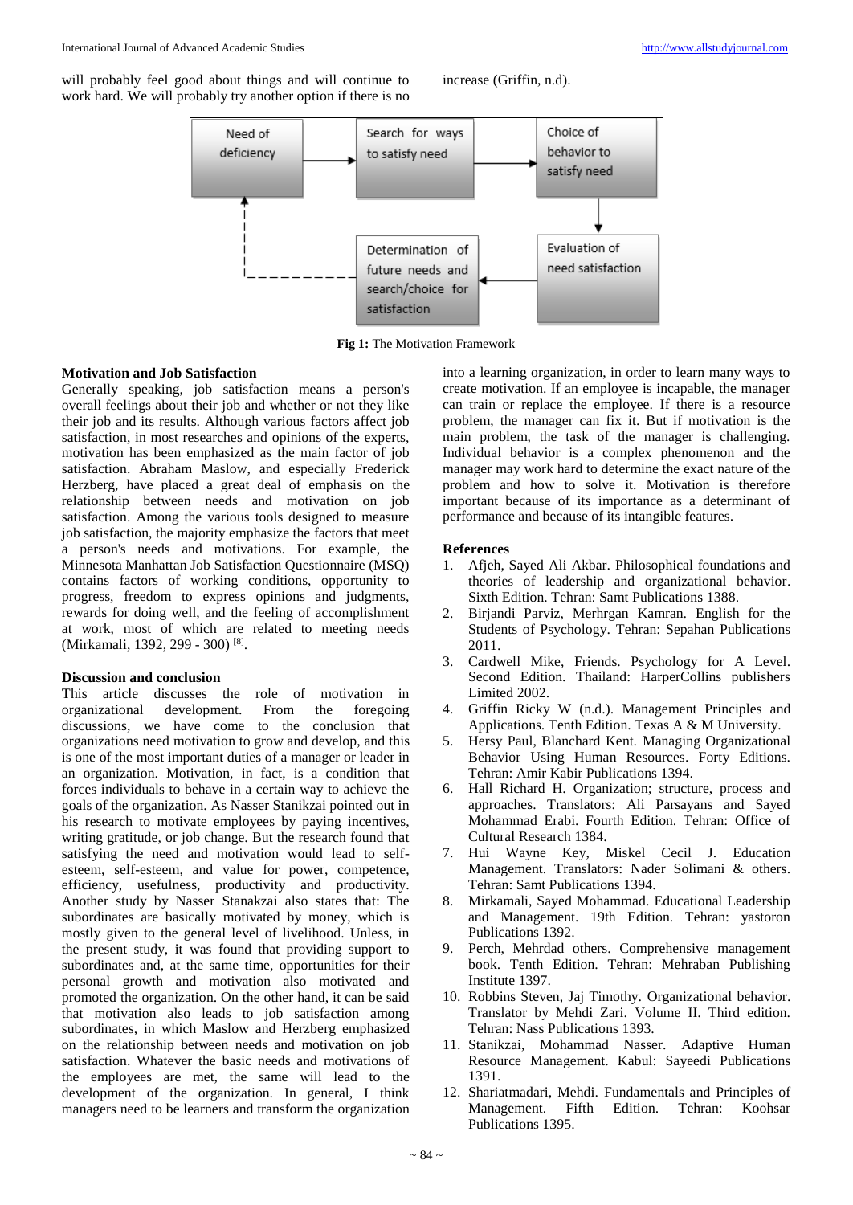will probably feel good about things and will continue to work hard. We will probably try another option if there is no increase (Griffin, n.d).

Need of deficiency

Search for ways to satisfy need

Choice of behavior to satisfy need

Evaluation of need satisfaction

Determination of future needs and search/choice for satisfaction

**Fig 1:** The Motivation Framework

**Motivation and Job Satisfaction**

Generally speaking, job satisfaction means a person's overall feelings about their job and whether or not they like their job and its results. Although various factors affect job satisfaction, in most researches and opinions of the experts, motivation has been emphasized as the main factor of job satisfaction. Abraham Maslow, and especially Frederick Herzberg, have placed a great deal of emphasis on the relationship between needs and motivation on job satisfaction. Among the various tools designed to measure job satisfaction, the majority emphasize the factors that meet a person's needs and motivations. For example, the Minnesota Manhattan Job Satisfaction Questionnaire (MSQ) contains factors of working conditions, opportunity to progress, freedom to express opinions and judgments, rewards for doing well, and the feeling of accomplishment at work, most of which are related to meeting needs (Mirkamali, 1392, 299 - 300) [8].

**Discussion and conclusion**

This article discusses the role of motivation in organizational development. From the foregoing discussions, we have come to the conclusion that organizations need motivation to grow and develop, and this is one of the most important duties of a manager or leader in an organization. Motivation, in fact, is a condition that forces individuals to behave in a certain way to achieve the goals of the organization. As Nasser Stanikzai pointed out in his research to motivate employees by paying incentives, writing gratitude, or job change. But the research found that satisfying the need and motivation would lead to self-esteem, self-esteem, and value for power, competence, efficiency, usefulness, productivity and productivity. Another study by Nasser Stanakzai also states that: The subordinates are basically motivated by money, which is mostly given to the general level of livelihood. Unless, in the present study, it was found that providing support to subordinates and, at the same time, opportunities for their personal growth and motivation also motivated and promoted the organization. On the other hand, it can be said that motivation also leads to job satisfaction among subordinates, in which Maslow and Herzberg emphasized on the relationship between needs and motivation on job satisfaction. Whatever the basic needs and motivations of the employees are met, the same will lead to the development of the organization. In general, I think managers need to be learners and transform the organization into a learning organization, in order to learn many ways to create motivation. If an employee is incapable, the manager can train or replace the employee. If there is a resource problem, the manager can fix it. But if motivation is the main problem, the task of the manager is challenging. Individual behavior is a complex phenomenon and the manager may work hard to determine the exact nature of the problem and how to solve it. Motivation is therefore important because of its importance as a determinant of performance and because of its intangible features.

**References**

1. Afjeh, Sayed Ali Akbar. Philosophical foundations and theories of leadership and organizational behavior. Sixth Edition. Tehran: Samt Publications 1388.
2. Birjandi Parviz, Merhrgan Kamran. English for the Students of Psychology. Tehran: Sepahan Publications 2011.
3. Cardwell Mike, Friends. Psychology for A Level. Second Edition. Thailand: HarperCollins publishers Limited 2002.
4. Griffin Ricky W (n.d.). Management Principles and Applications. Tenth Edition. Texas A & M University.
5. Hersy Paul, Blanchard Kent. Managing Organizational Behavior Using Human Resources. Forty Editions. Tehran: Amir Kabir Publications 1394.
6. Hall Richard H. Organization; structure, process and approaches. Translators: Ali Parsayans and Sayed Mohammad Erabi. Fourth Edition. Tehran: Office of Cultural Research 1384.
7. Hui Wayne Key, Miskel Cecil J. Education Management. Translators: Nader Solimani & others. Tehran: Samt Publications 1394.
8. Mirkamali, Sayed Mohammad. Educational Leadership and Management. 19th Edition. Tehran: yastoron Publications 1392.
9. Perch, Mehrdad others. Comprehensive management book. Tenth Edition. Tehran: Mehraban Publishing Institute 1397.
10. Robbins Steven, Jaj Timothy. Organizational behavior. Translator by Mehdi Zari. Volume II. Third edition. Tehran: Nass Publications 1393.
11. Stanikzai, Mohammad Nasser. Adaptive Human Resource Management. Kabul: Sayeedi Publications 1391.
12. Shariatmadari, Mehdi. Fundamentals and Principles of Management. Fifth Edition. Tehran: Koohsar Publications 1395.